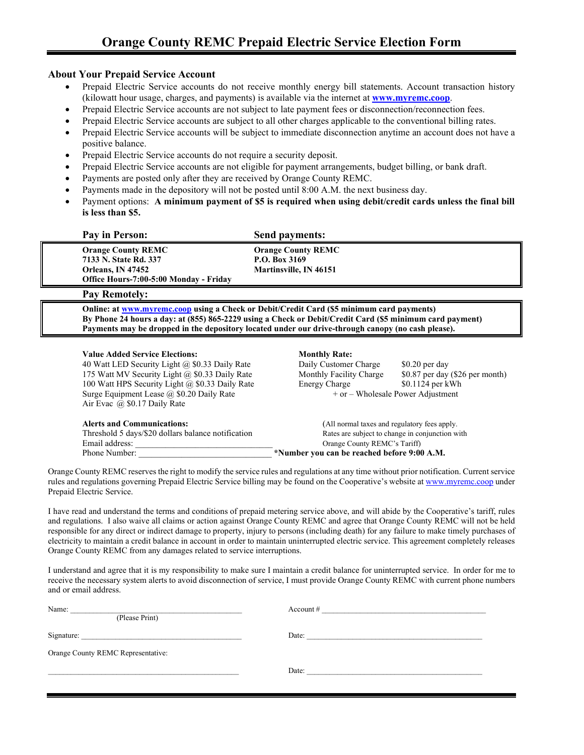# Orange County REMC Prepaid Electric Service Election Form

## About Your Prepaid Service Account

- Prepaid Electric Service accounts do not receive monthly energy bill statements. Account transaction history (kilowatt hour usage, charges, and payments) is available via the internet at **www.myremc.coop**.
- Prepaid Electric Service accounts are not subject to late payment fees or disconnection/reconnection fees.
- Prepaid Electric Service accounts are subject to all other charges applicable to the conventional billing rates.
- Prepaid Electric Service accounts will be subject to immediate disconnection anytime an account does not have a positive balance.
- Prepaid Electric Service accounts do not require a security deposit.
- Prepaid Electric Service accounts are not eligible for payment arrangements, budget billing, or bank draft.
- Payments are posted only after they are received by Orange County REMC.
- Payments made in the depository will not be posted until 8:00 A.M. the next business day.
- Payment options: **A minimum payment of $5 is required when using debit/credit cards unless the final bill is less than $5.**

| Pay in Person: | Send payments: |
|---|---|
| **Orange County REMC**<br>**7133 N. State Rd. 337**<br>**Orleans, IN 47452**<br>**Office Hours-7:00-5:00 Monday - Friday** | **Orange County REMC**<br>**P.O. Box 3169**<br>**Martinsville, IN 46151** |

**Pay Remotely:**

**Online: at www.myremc.coop using a Check or Debit/Credit Card ($5 minimum card payments)**
**By Phone 24 hours a day: at (855) 865-2229 using a Check or Debit/Credit Card ($5 minimum card payment)**
**Payments may be dropped in the depository located under our drive-through canopy (no cash please).**

**Value Added Service Elections:**
40 Watt LED Security Light @ $0.33 Daily Rate
175 Watt MV Security Light @ $0.33 Daily Rate
100 Watt HPS Security Light @ $0.33 Daily Rate
Surge Equipment Lease @ $0.20 Daily Rate
Air Evac @ $0.17 Daily Rate

**Monthly Rate:**

| | |
|---|---|
| Daily Customer Charge | $0.20 per day |
| Monthly Facility Charge | $0.87 per day ($26 per month) |
| Energy Charge | $0.1124 per kWh |

+ or – Wholesale Power Adjustment

**Alerts and Communications:**
Threshold 5 days/$20 dollars balance notification
Email address: ______________________________
Phone Number: ______________________________ **\*Number you can be reached before 9:00 A.M.**

(All normal taxes and regulatory fees apply. Rates are subject to change in conjunction with Orange County REMC's Tariff)

Orange County REMC reserves the right to modify the service rules and regulations at any time without prior notification. Current service rules and regulations governing Prepaid Electric Service billing may be found on the Cooperative's website at www.myremc.coop under Prepaid Electric Service.

I have read and understand the terms and conditions of prepaid metering service above, and will abide by the Cooperative's tariff, rules and regulations. I also waive all claims or action against Orange County REMC and agree that Orange County REMC will not be held responsible for any direct or indirect damage to property, injury to persons (including death) for any failure to make timely purchases of electricity to maintain a credit balance in account in order to maintain uninterrupted electric service. This agreement completely releases Orange County REMC from any damages related to service interruptions.

I understand and agree that it is my responsibility to make sure I maintain a credit balance for uninterrupted service. In order for me to receive the necessary system alerts to avoid disconnection of service, I must provide Orange County REMC with current phone numbers and or email address.

Name: ______________________________ (Please Print) Account # ______________________________

Signature: ______________________________ Date: ______________________________

Orange County REMC Representative:

______________________________ Date: ______________________________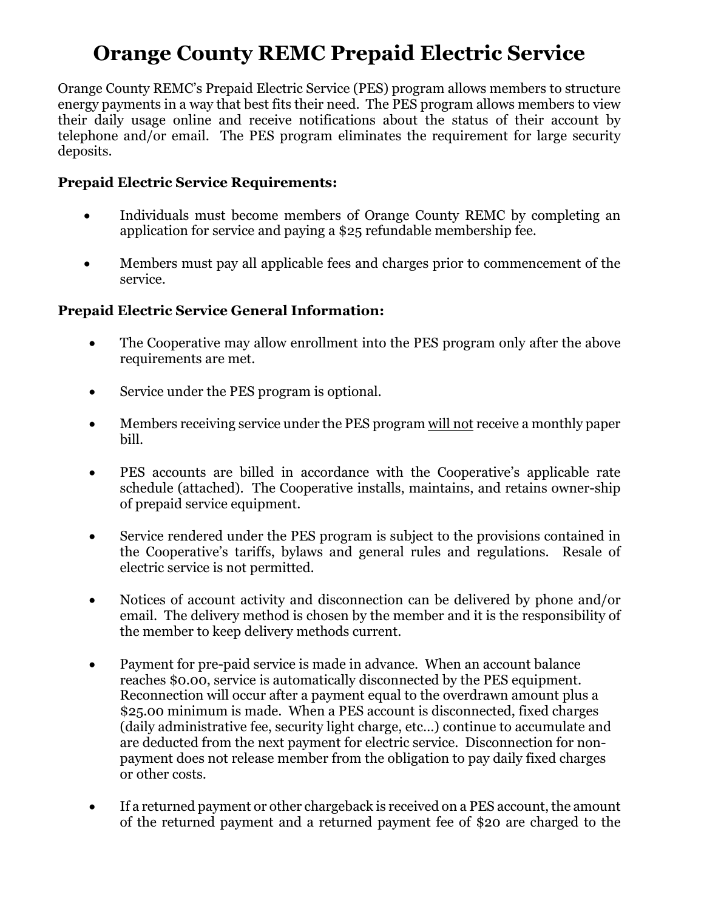# Orange County REMC Prepaid Electric Service

Orange County REMC's Prepaid Electric Service (PES) program allows members to structure energy payments in a way that best fits their need. The PES program allows members to view their daily usage online and receive notifications about the status of their account by telephone and/or email. The PES program eliminates the requirement for large security deposits.

**Prepaid Electric Service Requirements:**

- Individuals must become members of Orange County REMC by completing an application for service and paying a $25 refundable membership fee.

- Members must pay all applicable fees and charges prior to commencement of the service.

**Prepaid Electric Service General Information:**

- The Cooperative may allow enrollment into the PES program only after the above requirements are met.

- Service under the PES program is optional.

- Members receiving service under the PES program <u>will not</u> receive a monthly paper bill.

- PES accounts are billed in accordance with the Cooperative's applicable rate schedule (attached). The Cooperative installs, maintains, and retains owner-ship of prepaid service equipment.

- Service rendered under the PES program is subject to the provisions contained in the Cooperative's tariffs, bylaws and general rules and regulations. Resale of electric service is not permitted.

- Notices of account activity and disconnection can be delivered by phone and/or email. The delivery method is chosen by the member and it is the responsibility of the member to keep delivery methods current.

- Payment for pre-paid service is made in advance. When an account balance reaches $0.00, service is automatically disconnected by the PES equipment. Reconnection will occur after a payment equal to the overdrawn amount plus a $25.00 minimum is made. When a PES account is disconnected, fixed charges (daily administrative fee, security light charge, etc…) continue to accumulate and are deducted from the next payment for electric service. Disconnection for non-payment does not release member from the obligation to pay daily fixed charges or other costs.

- If a returned payment or other chargeback is received on a PES account, the amount of the returned payment and a returned payment fee of $20 are charged to the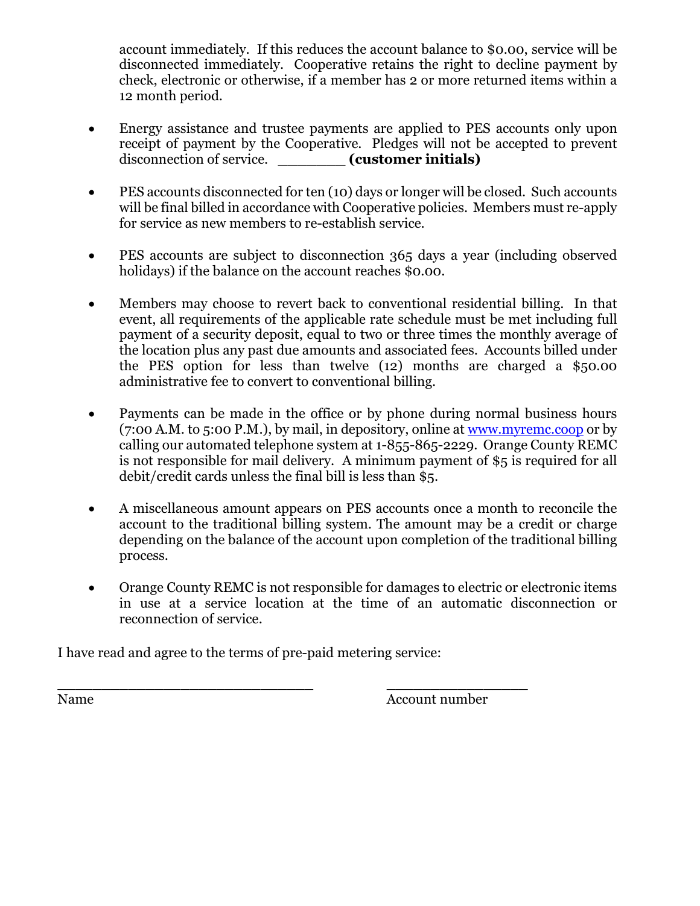account immediately. If this reduces the account balance to $0.00, service will be disconnected immediately. Cooperative retains the right to decline payment by check, electronic or otherwise, if a member has 2 or more returned items within a 12 month period.

- Energy assistance and trustee payments are applied to PES accounts only upon receipt of payment by the Cooperative. Pledges will not be accepted to prevent disconnection of service. ________ **(customer initials)**

- PES accounts disconnected for ten (10) days or longer will be closed. Such accounts will be final billed in accordance with Cooperative policies. Members must re-apply for service as new members to re-establish service.

- PES accounts are subject to disconnection 365 days a year (including observed holidays) if the balance on the account reaches $0.00.

- Members may choose to revert back to conventional residential billing. In that event, all requirements of the applicable rate schedule must be met including full payment of a security deposit, equal to two or three times the monthly average of the location plus any past due amounts and associated fees. Accounts billed under the PES option for less than twelve (12) months are charged a $50.00 administrative fee to convert to conventional billing.

- Payments can be made in the office or by phone during normal business hours (7:00 A.M. to 5:00 P.M.), by mail, in depository, online at [www.myremc.coop](http://www.myremc.coop) or by calling our automated telephone system at 1-855-865-2229. Orange County REMC is not responsible for mail delivery. A minimum payment of $5 is required for all debit/credit cards unless the final bill is less than $5.

- A miscellaneous amount appears on PES accounts once a month to reconcile the account to the traditional billing system. The amount may be a credit or charge depending on the balance of the account upon completion of the traditional billing process.

- Orange County REMC is not responsible for damages to electric or electronic items in use at a service location at the time of an automatic disconnection or reconnection of service.

I have read and agree to the terms of pre-paid metering service:

______________________________ __________________

Name Account number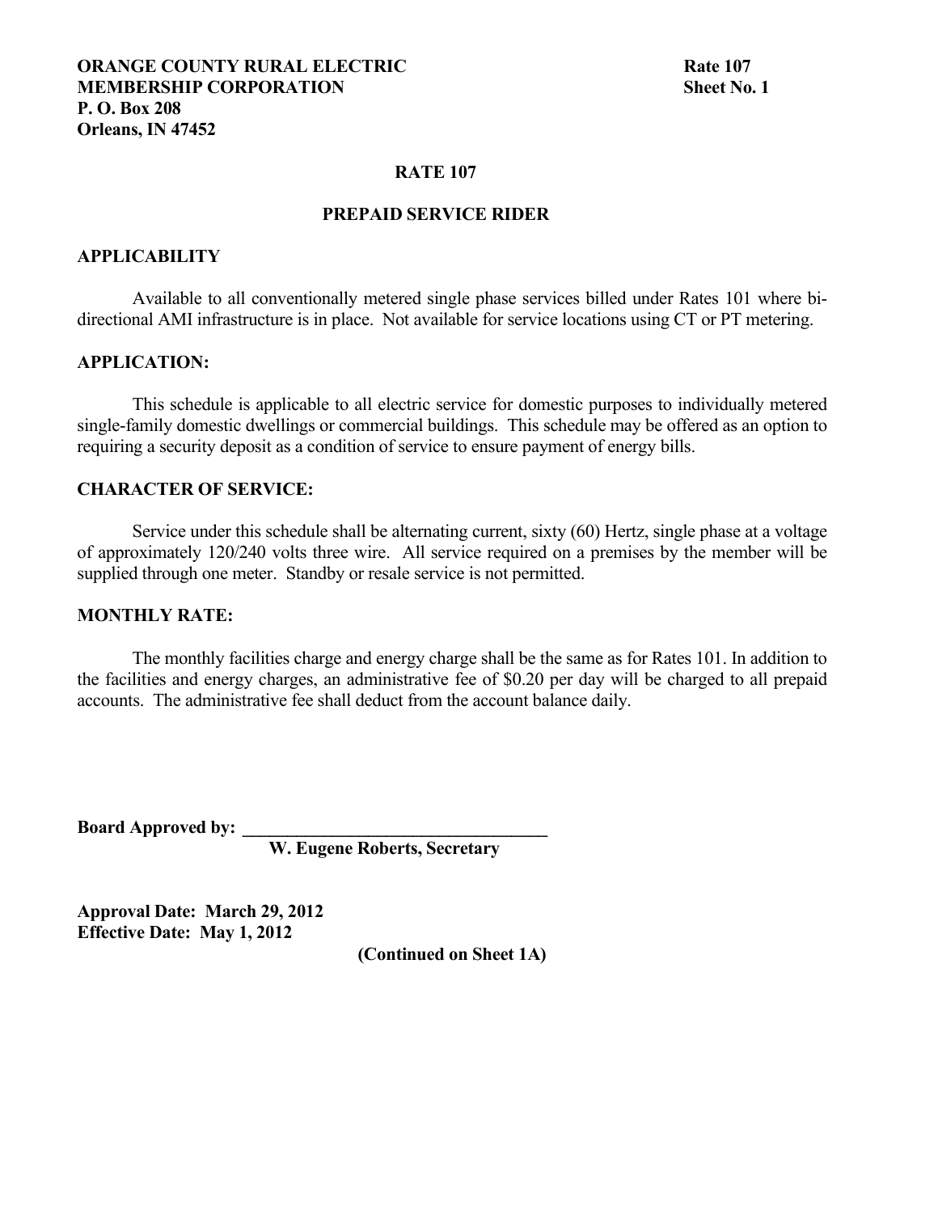**ORANGE COUNTY RURAL ELECTRIC MEMBERSHIP CORPORATION**
**P. O. Box 208**
**Orleans, IN 47452**

**Rate 107**
**Sheet No. 1**

## RATE 107

## PREPAID SERVICE RIDER

### APPLICABILITY

Available to all conventionally metered single phase services billed under Rates 101 where bi-directional AMI infrastructure is in place. Not available for service locations using CT or PT metering.

### APPLICATION:

This schedule is applicable to all electric service for domestic purposes to individually metered single-family domestic dwellings or commercial buildings. This schedule may be offered as an option to requiring a security deposit as a condition of service to ensure payment of energy bills.

### CHARACTER OF SERVICE:

Service under this schedule shall be alternating current, sixty (60) Hertz, single phase at a voltage of approximately 120/240 volts three wire. All service required on a premises by the member will be supplied through one meter. Standby or resale service is not permitted.

### MONTHLY RATE:

The monthly facilities charge and energy charge shall be the same as for Rates 101. In addition to the facilities and energy charges, an administrative fee of $0.20 per day will be charged to all prepaid accounts. The administrative fee shall deduct from the account balance daily.

**Board Approved by: ___________________________________**
**W. Eugene Roberts, Secretary**

**Approval Date: March 29, 2012**
**Effective Date: May 1, 2012**

**(Continued on Sheet 1A)**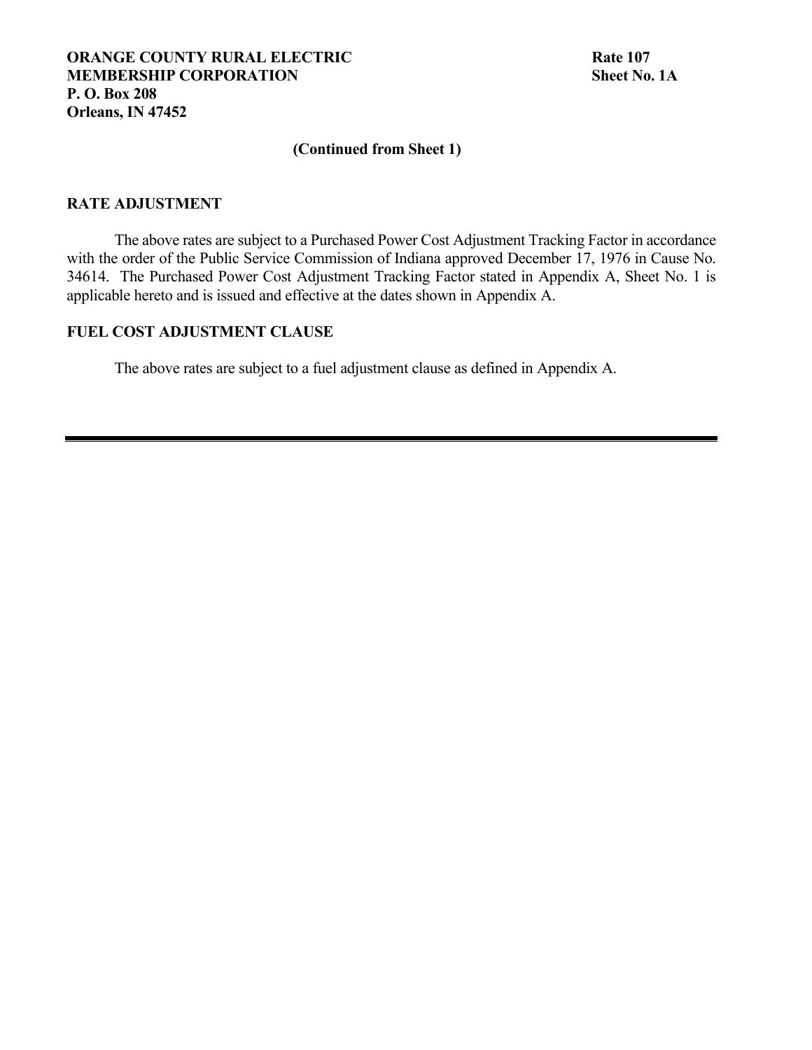**ORANGE COUNTY RURAL ELECTRIC MEMBERSHIP CORPORATION**
**P. O. Box 208**
**Orleans, IN 47452**

**Rate 107**
**Sheet No. 1A**

**(Continued from Sheet 1)**

## RATE ADJUSTMENT

The above rates are subject to a Purchased Power Cost Adjustment Tracking Factor in accordance with the order of the Public Service Commission of Indiana approved December 17, 1976 in Cause No. 34614. The Purchased Power Cost Adjustment Tracking Factor stated in Appendix A, Sheet No. 1 is applicable hereto and is issued and effective at the dates shown in Appendix A.

## FUEL COST ADJUSTMENT CLAUSE

The above rates are subject to a fuel adjustment clause as defined in Appendix A.